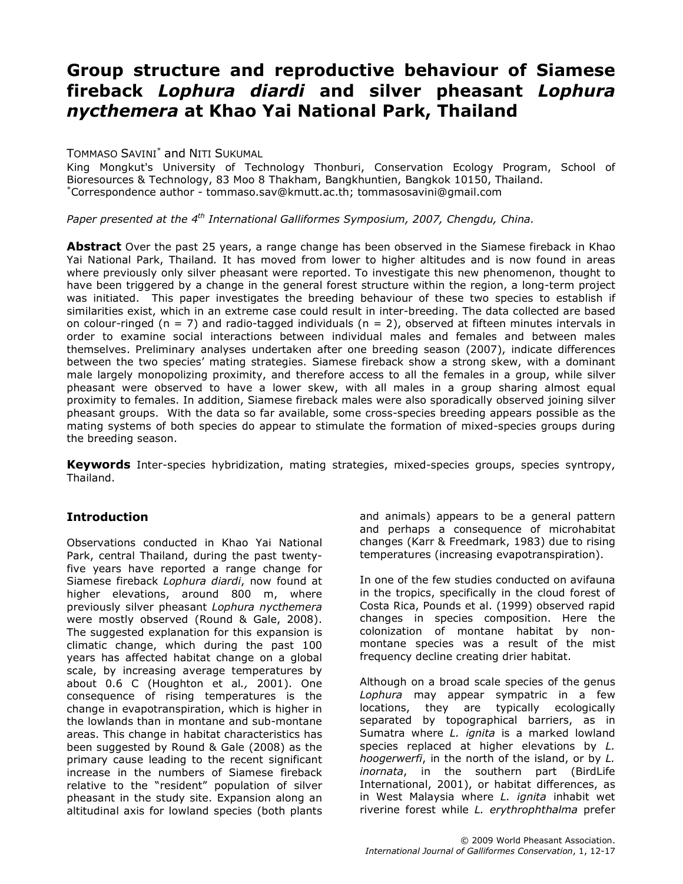# Group structure and reproductive behaviour of Siamese fireback *Lophura diardi* and silver pheasant *Lophura nycthemera* at Khao Yai National Park, Thailand

TOMMASO SAVINI[*] and NITI SUKUMAL

King Mongkut's University of Technology Thonburi, Conservation Ecology Program, School of Bioresources & Technology, 83 Moo 8 Thakham, Bangkhuntien, Bangkok 10150, Thailand.
[*]Correspondence author - tommaso.sav@kmutt.ac.th; tommasosavini@gmail.com

*Paper presented at the 4th International Galliformes Symposium, 2007, Chengdu, China.*

**Abstract** Over the past 25 years, a range change has been observed in the Siamese fireback in Khao Yai National Park, Thailand. It has moved from lower to higher altitudes and is now found in areas where previously only silver pheasant were reported. To investigate this new phenomenon, thought to have been triggered by a change in the general forest structure within the region, a long-term project was initiated. This paper investigates the breeding behaviour of these two species to establish if similarities exist, which in an extreme case could result in inter-breeding. The data collected are based on colour-ringed (n = 7) and radio-tagged individuals (n = 2), observed at fifteen minutes intervals in order to examine social interactions between individual males and females and between males themselves. Preliminary analyses undertaken after one breeding season (2007), indicate differences between the two species' mating strategies. Siamese fireback show a strong skew, with a dominant male largely monopolizing proximity, and therefore access to all the females in a group, while silver pheasant were observed to have a lower skew, with all males in a group sharing almost equal proximity to females. In addition, Siamese fireback males were also sporadically observed joining silver pheasant groups. With the data so far available, some cross-species breeding appears possible as the mating systems of both species do appear to stimulate the formation of mixed-species groups during the breeding season.

**Keywords** Inter-species hybridization, mating strategies, mixed-species groups, species syntropy, Thailand.

## Introduction

Observations conducted in Khao Yai National Park, central Thailand, during the past twenty-five years have reported a range change for Siamese fireback *Lophura diardi*, now found at higher elevations, around 800 m, where previously silver pheasant *Lophura nycthemera* were mostly observed (Round & Gale, 2008). The suggested explanation for this expansion is climatic change, which during the past 100 years has affected habitat change on a global scale, by increasing average temperatures by about 0.6 C (Houghton et al*.,* 2001). One consequence of rising temperatures is the change in evapotranspiration, which is higher in the lowlands than in montane and sub-montane areas. This change in habitat characteristics has been suggested by Round & Gale (2008) as the primary cause leading to the recent significant increase in the numbers of Siamese fireback relative to the "resident" population of silver pheasant in the study site. Expansion along an altitudinal axis for lowland species (both plants and animals) appears to be a general pattern and perhaps a consequence of microhabitat changes (Karr & Freedmark, 1983) due to rising temperatures (increasing evapotranspiration).

In one of the few studies conducted on avifauna in the tropics, specifically in the cloud forest of Costa Rica, Pounds et al. (1999) observed rapid changes in species composition. Here the colonization of montane habitat by non-montane species was a result of the mist frequency decline creating drier habitat.

Although on a broad scale species of the genus *Lophura* may appear sympatric in a few locations, they are typically ecologically separated by topographical barriers, as in Sumatra where *L. ignita* is a marked lowland species replaced at higher elevations by *L. hoogerwerfi*, in the north of the island, or by *L. inornata*, in the southern part (BirdLife International, 2001), or habitat differences, as in West Malaysia where *L. ignita* inhabit wet riverine forest while *L. erythrophthalma* prefer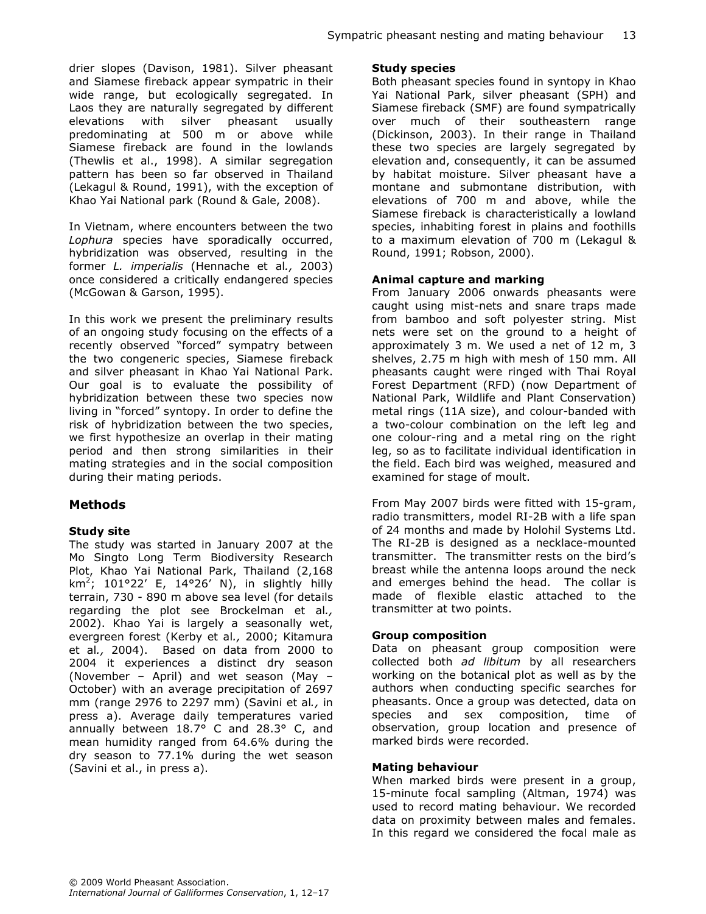drier slopes (Davison, 1981). Silver pheasant and Siamese fireback appear sympatric in their wide range, but ecologically segregated. In Laos they are naturally segregated by different elevations with silver pheasant usually predominating at 500 m or above while Siamese fireback are found in the lowlands (Thewlis et al., 1998). A similar segregation pattern has been so far observed in Thailand (Lekagul & Round, 1991), with the exception of Khao Yai National park (Round & Gale, 2008).

In Vietnam, where encounters between the two *Lophura* species have sporadically occurred, hybridization was observed, resulting in the former *L. imperialis* (Hennache et al*.,* 2003) once considered a critically endangered species (McGowan & Garson, 1995).

In this work we present the preliminary results of an ongoing study focusing on the effects of a recently observed "forced" sympatry between the two congeneric species, Siamese fireback and silver pheasant in Khao Yai National Park. Our goal is to evaluate the possibility of hybridization between these two species now living in "forced" syntopy. In order to define the risk of hybridization between the two species, we first hypothesize an overlap in their mating period and then strong similarities in their mating strategies and in the social composition during their mating periods.

## Methods

### Study site

The study was started in January 2007 at the Mo Singto Long Term Biodiversity Research Plot, Khao Yai National Park, Thailand (2,168 km$^2$; 101°22' E, 14°26' N), in slightly hilly terrain, 730 - 890 m above sea level (for details regarding the plot see Brockelman et al*.,* 2002). Khao Yai is largely a seasonally wet, evergreen forest (Kerby et al*.,* 2000; Kitamura et al*.,* 2004). Based on data from 2000 to 2004 it experiences a distinct dry season (November – April) and wet season (May – October) with an average precipitation of 2697 mm (range 2976 to 2297 mm) (Savini et al*.,* in press a). Average daily temperatures varied annually between 18.7° C and 28.3° C, and mean humidity ranged from 64.6% during the dry season to 77.1% during the wet season (Savini et al., in press a).

### Study species

Both pheasant species found in syntopy in Khao Yai National Park, silver pheasant (SPH) and Siamese fireback (SMF) are found sympatrically over much of their southeastern range (Dickinson, 2003). In their range in Thailand these two species are largely segregated by elevation and, consequently, it can be assumed by habitat moisture. Silver pheasant have a montane and submontane distribution, with elevations of 700 m and above, while the Siamese fireback is characteristically a lowland species, inhabiting forest in plains and foothills to a maximum elevation of 700 m (Lekagul & Round, 1991; Robson, 2000).

### Animal capture and marking

From January 2006 onwards pheasants were caught using mist-nets and snare traps made from bamboo and soft polyester string. Mist nets were set on the ground to a height of approximately 3 m. We used a net of 12 m, 3 shelves, 2.75 m high with mesh of 150 mm. All pheasants caught were ringed with Thai Royal Forest Department (RFD) (now Department of National Park, Wildlife and Plant Conservation) metal rings (11A size), and colour-banded with a two-colour combination on the left leg and one colour-ring and a metal ring on the right leg, so as to facilitate individual identification in the field. Each bird was weighed, measured and examined for stage of moult.

From May 2007 birds were fitted with 15-gram, radio transmitters, model RI-2B with a life span of 24 months and made by Holohil Systems Ltd. The RI-2B is designed as a necklace-mounted transmitter. The transmitter rests on the bird's breast while the antenna loops around the neck and emerges behind the head. The collar is made of flexible elastic attached to the transmitter at two points.

### Group composition

Data on pheasant group composition were collected both *ad libitum* by all researchers working on the botanical plot as well as by the authors when conducting specific searches for pheasants. Once a group was detected, data on species and sex composition, time of observation, group location and presence of marked birds were recorded.

### Mating behaviour

When marked birds were present in a group, 15-minute focal sampling (Altman, 1974) was used to record mating behaviour. We recorded data on proximity between males and females. In this regard we considered the focal male as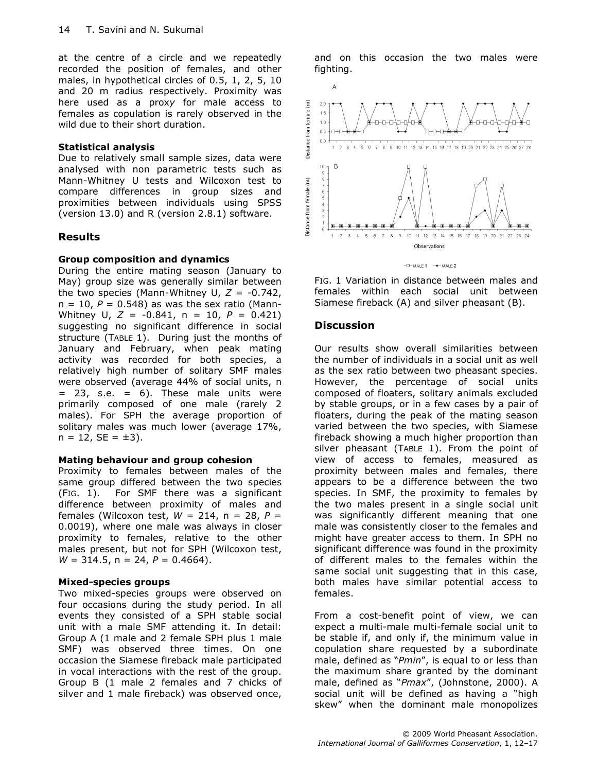at the centre of a circle and we repeatedly recorded the position of females, and other males, in hypothetical circles of 0.5, 1, 2, 5, 10 and 20 m radius respectively. Proximity was here used as a proxy for male access to females as copulation is rarely observed in the wild due to their short duration.

### Statistical analysis

Due to relatively small sample sizes, data were analysed with non parametric tests such as Mann-Whitney U tests and Wilcoxon test to compare differences in group sizes and proximities between individuals using SPSS (version 13.0) and R (version 2.8.1) software.

## Results

### Group composition and dynamics

During the entire mating season (January to May) group size was generally similar between the two species (Mann-Whitney U, $Z = -0.742$, $n = 10$, $P = 0.548$) as was the sex ratio (Mann-Whitney U, $Z = -0.841$, $n = 10$, $P = 0.421$) suggesting no significant difference in social structure (TABLE 1). During just the months of January and February, when peak mating activity was recorded for both species, a relatively high number of solitary SMF males were observed (average 44% of social units, $n = 23$, s.e. $= 6$). These male units were primarily composed of one male (rarely 2 males). For SPH the average proportion of solitary males was much lower (average 17%, $n = 12$, $SE = \pm 3$).

### Mating behaviour and group cohesion

Proximity to females between males of the same group differed between the two species (FIG. 1). For SMF there was a significant difference between proximity of males and females (Wilcoxon test, $W = 214$, $n = 28$, $P = 0.0019$), where one male was always in closer proximity to females, relative to the other males present, but not for SPH (Wilcoxon test, $W = 314.5$, $n = 24$, $P = 0.4664$).

### Mixed-species groups

Two mixed-species groups were observed on four occasions during the study period. In all events they consisted of a SPH stable social unit with a male SMF attending it. In detail: Group A (1 male and 2 female SPH plus 1 male SMF) was observed three times. On one occasion the Siamese fireback male participated in vocal interactions with the rest of the group. Group B (1 male 2 females and 7 chicks of silver and 1 male fireback) was observed once, and on this occasion the two males were fighting.

FIG. 1 Variation in distance between males and females within each social unit between Siamese fireback (A) and silver pheasant (B).

## Discussion

Our results show overall similarities between the number of individuals in a social unit as well as the sex ratio between two pheasant species. However, the percentage of social units composed of floaters, solitary animals excluded by stable groups, or in a few cases by a pair of floaters, during the peak of the mating season varied between the two species, with Siamese fireback showing a much higher proportion than silver pheasant (TABLE 1). From the point of view of access to females, measured as proximity between males and females, there appears to be a difference between the two species. In SMF, the proximity to females by the two males present in a single social unit was significantly different meaning that one male was consistently closer to the females and might have greater access to them. In SPH no significant difference was found in the proximity of different males to the females within the same social unit suggesting that in this case, both males have similar potential access to females.

From a cost-benefit point of view, we can expect a multi-male multi-female social unit to be stable if, and only if, the minimum value in copulation share requested by a subordinate male, defined as "*Pmin*", is equal to or less than the maximum share granted by the dominant male, defined as "*Pmax*", (Johnstone, 2000). A social unit will be defined as having a "high skew" when the dominant male monopolizes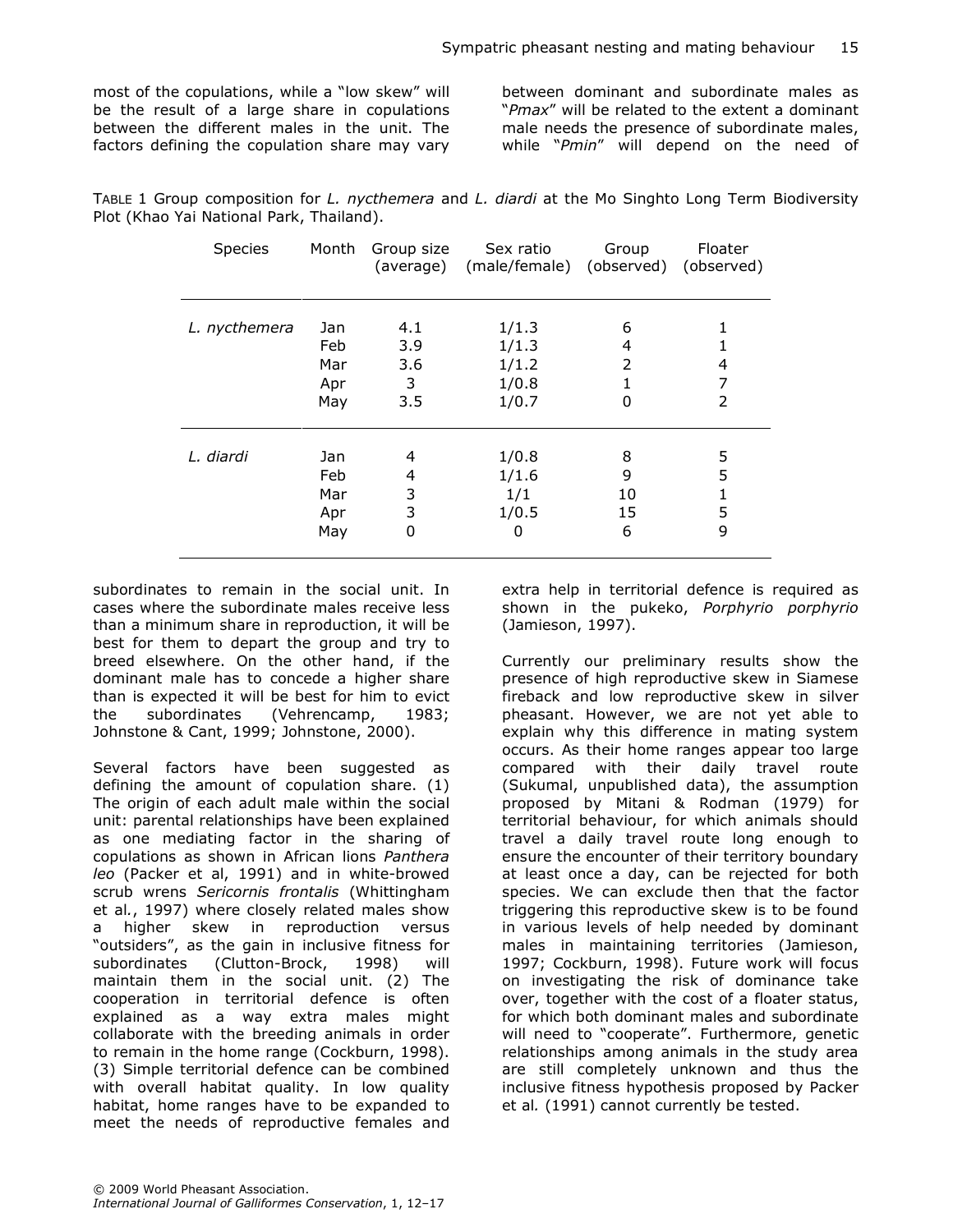most of the copulations, while a "low skew" will be the result of a large share in copulations between the different males in the unit. The factors defining the copulation share may vary between dominant and subordinate males as "*Pmax*" will be related to the extent a dominant male needs the presence of subordinate males, while "*Pmin*" will depend on the need of subordinates to remain in the social unit. In cases where the subordinate males receive less than a minimum share in reproduction, it will be best for them to depart the group and try to breed elsewhere. On the other hand, if the dominant male has to concede a higher share than is expected it will be best for him to evict the subordinates (Vehrencamp, 1983; Johnstone & Cant, 1999; Johnstone, 2000).

TABLE 1 Group composition for *L. nycthemera* and *L. diardi* at the Mo Singhto Long Term Biodiversity Plot (Khao Yai National Park, Thailand).

| Species | Month | Group size (average) | Sex ratio (male/female) | Group (observed) | Floater (observed) |
|---|---|---|---|---|---|
| *L. nycthemera* | Jan | 4.1 | 1/1.3 | 6 | 1 |
| | Feb | 3.9 | 1/1.3 | 4 | 1 |
| | Mar | 3.6 | 1/1.2 | 2 | 4 |
| | Apr | 3 | 1/0.8 | 1 | 7 |
| | May | 3.5 | 1/0.7 | 0 | 2 |
| *L. diardi* | Jan | 4 | 1/0.8 | 8 | 5 |
| | Feb | 4 | 1/1.6 | 9 | 5 |
| | Mar | 3 | 1/1 | 10 | 1 |
| | Apr | 3 | 1/0.5 | 15 | 5 |
| | May | 0 | 0 | 6 | 9 |

Several factors have been suggested as defining the amount of copulation share. (1) The origin of each adult male within the social unit: parental relationships have been explained as one mediating factor in the sharing of copulations as shown in African lions *Panthera leo* (Packer et al, 1991) and in white-browed scrub wrens *Sericornis frontalis* (Whittingham et al., 1997) where closely related males show a higher skew in reproduction versus "outsiders", as the gain in inclusive fitness for subordinates (Clutton-Brock, 1998) will maintain them in the social unit. (2) The cooperation in territorial defence is often explained as a way extra males might collaborate with the breeding animals in order to remain in the home range (Cockburn, 1998). (3) Simple territorial defence can be combined with overall habitat quality. In low quality habitat, home ranges have to be expanded to meet the needs of reproductive females and extra help in territorial defence is required as shown in the pukeko, *Porphyrio porphyrio* (Jamieson, 1997).

Currently our preliminary results show the presence of high reproductive skew in Siamese fireback and low reproductive skew in silver pheasant. However, we are not yet able to explain why this difference in mating system occurs. As their home ranges appear too large compared with their daily travel route (Sukumal, unpublished data), the assumption proposed by Mitani & Rodman (1979) for territorial behaviour, for which animals should travel a daily travel route long enough to ensure the encounter of their territory boundary at least once a day, can be rejected for both species. We can exclude then that the factor triggering this reproductive skew is to be found in various levels of help needed by dominant males in maintaining territories (Jamieson, 1997; Cockburn, 1998). Future work will focus on investigating the risk of dominance take over, together with the cost of a floater status, for which both dominant males and subordinate will need to "cooperate". Furthermore, genetic relationships among animals in the study area are still completely unknown and thus the inclusive fitness hypothesis proposed by Packer et al*.* (1991) cannot currently be tested.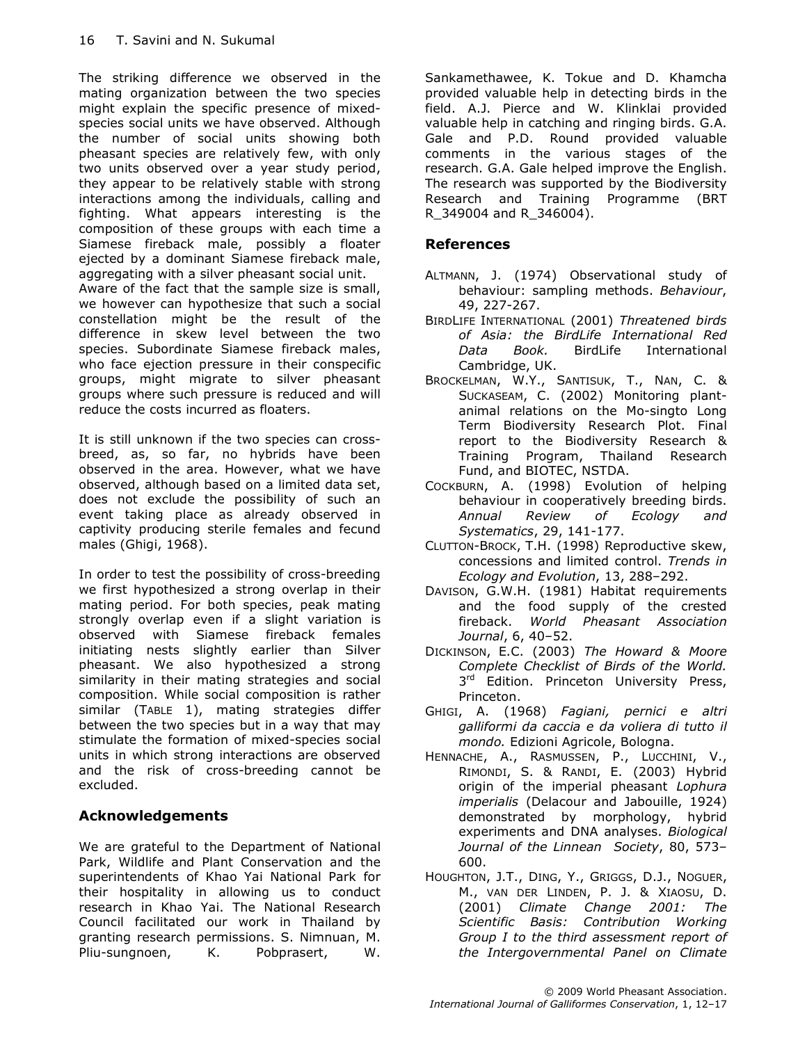The striking difference we observed in the mating organization between the two species might explain the specific presence of mixed-species social units we have observed. Although the number of social units showing both pheasant species are relatively few, with only two units observed over a year study period, they appear to be relatively stable with strong interactions among the individuals, calling and fighting. What appears interesting is the composition of these groups with each time a Siamese fireback male, possibly a floater ejected by a dominant Siamese fireback male, aggregating with a silver pheasant social unit. Aware of the fact that the sample size is small, we however can hypothesize that such a social constellation might be the result of the difference in skew level between the two species. Subordinate Siamese fireback males, who face ejection pressure in their conspecific groups, might migrate to silver pheasant groups where such pressure is reduced and will reduce the costs incurred as floaters.

It is still unknown if the two species can cross-breed, as, so far, no hybrids have been observed in the area. However, what we have observed, although based on a limited data set, does not exclude the possibility of such an event taking place as already observed in captivity producing sterile females and fecund males (Ghigi, 1968).

In order to test the possibility of cross-breeding we first hypothesized a strong overlap in their mating period. For both species, peak mating strongly overlap even if a slight variation is observed with Siamese fireback females initiating nests slightly earlier than Silver pheasant. We also hypothesized a strong similarity in their mating strategies and social composition. While social composition is rather similar (TABLE 1), mating strategies differ between the two species but in a way that may stimulate the formation of mixed-species social units in which strong interactions are observed and the risk of cross-breeding cannot be excluded.

## Acknowledgements

We are grateful to the Department of National Park, Wildlife and Plant Conservation and the superintendents of Khao Yai National Park for their hospitality in allowing us to conduct research in Khao Yai. The National Research Council facilitated our work in Thailand by granting research permissions. S. Nimnuan, M. Pliu-sungnoen, K. Pobprasert, W. Sankamethawee, K. Tokue and D. Khamcha provided valuable help in detecting birds in the field. A.J. Pierce and W. Klinklai provided valuable help in catching and ringing birds. G.A. Gale and P.D. Round provided valuable comments in the various stages of the research. G.A. Gale helped improve the English. The research was supported by the Biodiversity Research and Training Programme (BRT R_349004 and R_346004).

## References

ALTMANN, J. (1974) Observational study of behaviour: sampling methods. *Behaviour*, 49, 227-267.

BIRDLIFE INTERNATIONAL (2001) *Threatened birds of Asia: the BirdLife International Red Data Book.* BirdLife International Cambridge, UK.

BROCKELMAN, W.Y., SANTISUK, T., NAN, C. & SUCKASEAM, C. (2002) Monitoring plant-animal relations on the Mo-singto Long Term Biodiversity Research Plot. Final report to the Biodiversity Research & Training Program, Thailand Research Fund, and BIOTEC, NSTDA.

COCKBURN, A. (1998) Evolution of helping behaviour in cooperatively breeding birds. *Annual Review of Ecology and Systematics*, 29, 141-177.

CLUTTON-BROCK, T.H. (1998) Reproductive skew, concessions and limited control. *Trends in Ecology and Evolution*, 13, 288–292.

DAVISON, G.W.H. (1981) Habitat requirements and the food supply of the crested fireback. *World Pheasant Association Journal*, 6, 40–52.

DICKINSON, E.C. (2003) *The Howard & Moore Complete Checklist of Birds of the World.* 3rd Edition. Princeton University Press, Princeton.

GHIGI, A. (1968) *Fagiani, pernici e altri galliformi da caccia e da voliera di tutto il mondo.* Edizioni Agricole, Bologna.

HENNACHE, A., RASMUSSEN, P., LUCCHINI, V., RIMONDI, S. & RANDI, E. (2003) Hybrid origin of the imperial pheasant *Lophura imperialis* (Delacour and Jabouille, 1924) demonstrated by morphology, hybrid experiments and DNA analyses. *Biological Journal of the Linnean Society*, 80, 573–600.

HOUGHTON, J.T., DING, Y., GRIGGS, D.J., NOGUER, M., VAN DER LINDEN, P. J. & XIAOSU, D. (2001) *Climate Change 2001: The Scientific Basis: Contribution Working Group I to the third assessment report of the Intergovernmental Panel on Climate*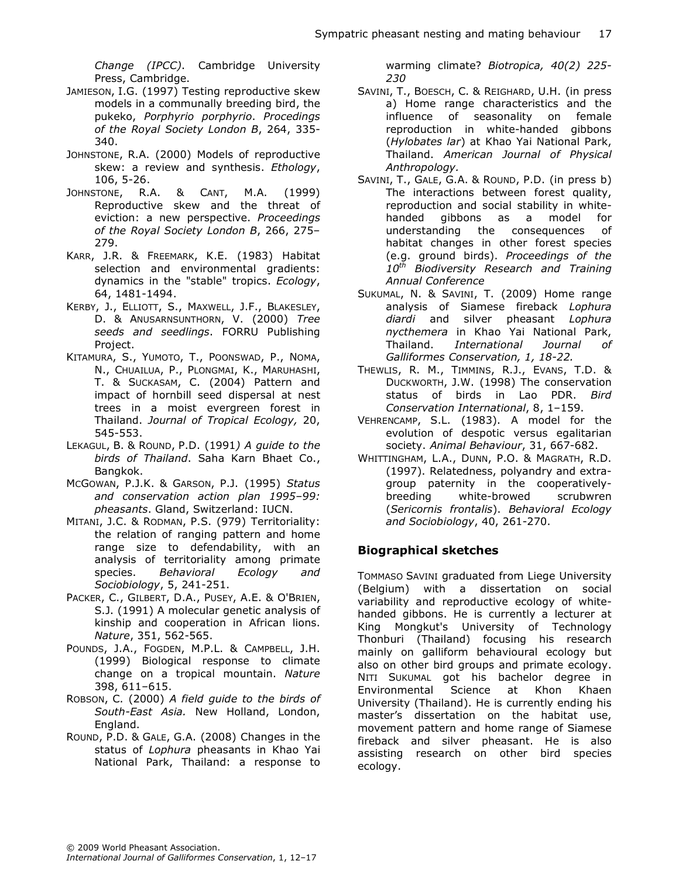*Change (IPCC)*. Cambridge University Press, Cambridge.

JAMIESON, I.G. (1997) Testing reproductive skew models in a communally breeding bird, the pukeko, *Porphyrio porphyrio*. *Procedings of the Royal Society London B*, 264, 335-340.

JOHNSTONE, R.A. (2000) Models of reproductive skew: a review and synthesis. *Ethology*, 106, 5-26.

JOHNSTONE, R.A. & CANT, M.A. (1999) Reproductive skew and the threat of eviction: a new perspective. *Proceedings of the Royal Society London B*, 266, 275–279.

KARR, J.R. & FREEMARK, K.E. (1983) Habitat selection and environmental gradients: dynamics in the "stable" tropics. *Ecology*, 64, 1481-1494.

KERBY, J., ELLIOTT, S., MAXWELL, J.F., BLAKESLEY, D. & ANUSARNSUNTHORN, V. (2000) *Tree seeds and seedlings*. FORRU Publishing Project.

KITAMURA, S., YUMOTO, T., POONSWAD, P., NOMA, N., CHUAILUA, P., PLONGMAI, K., MARUHASHI, T. & SUCKASAM, C. (2004) Pattern and impact of hornbill seed dispersal at nest trees in a moist evergreen forest in Thailand. *Journal of Tropical Ecology,* 20, 545-553.

LEKAGUL, B. & ROUND, P.D. (1991*) A guide to the birds of Thailand*. Saha Karn Bhaet Co., Bangkok.

MCGOWAN, P.J.K. & GARSON, P.J. (1995) *Status and conservation action plan 1995–99: pheasants*. Gland, Switzerland: IUCN.

MITANI, J.C. & RODMAN, P.S. (979) Territoriality: the relation of ranging pattern and home range size to defendability, with an analysis of territoriality among primate species. *Behavioral Ecology and Sociobiology*, 5, 241-251.

PACKER, C., GILBERT, D.A., PUSEY, A.E. & O'BRIEN, S.J. (1991) A molecular genetic analysis of kinship and cooperation in African lions. *Nature*, 351, 562-565.

POUNDS, J.A., FOGDEN, M.P.L. & CAMPBELL, J.H. (1999) Biological response to climate change on a tropical mountain. *Nature* 398, 611–615.

ROBSON, C. (2000) *A field guide to the birds of South-East Asia.* New Holland, London, England.

ROUND, P.D. & GALE, G.A. (2008) Changes in the status of *Lophura* pheasants in Khao Yai National Park, Thailand: a response to warming climate? *Biotropica, 40(2) 225-230*

SAVINI, T., BOESCH, C. & REIGHARD, U.H. (in press a) Home range characteristics and the influence of seasonality on female reproduction in white-handed gibbons (*Hylobates lar*) at Khao Yai National Park, Thailand. *American Journal of Physical Anthropology.*

SAVINI, T., GALE, G.A. & ROUND, P.D. (in press b) The interactions between forest quality, reproduction and social stability in white-handed gibbons as a model for understanding the consequences of habitat changes in other forest species (e.g. ground birds). *Proceedings of the 10th Biodiversity Research and Training Annual Conference*

SUKUMAL, N. & SAVINI, T. (2009) Home range analysis of Siamese fireback *Lophura diardi* and silver pheasant *Lophura nycthemera* in Khao Yai National Park, Thailand. *International Journal of Galliformes Conservation, 1, 18-22.*

THEWLIS, R. M., TIMMINS, R.J., EVANS, T.D. & DUCKWORTH, J.W. (1998) The conservation status of birds in Lao PDR. *Bird Conservation International*, 8, 1–159.

VEHRENCAMP, S.L. (1983). A model for the evolution of despotic versus egalitarian society. *Animal Behaviour*, 31, 667-682.

WHITTINGHAM, L.A., DUNN, P.O. & MAGRATH, R.D. (1997). Relatedness, polyandry and extra-group paternity in the cooperatively-breeding white-browed scrubwren (*Sericornis frontalis*). *Behavioral Ecology and Sociobiology*, 40, 261-270.

## Biographical sketches

TOMMASO SAVINI graduated from Liege University (Belgium) with a dissertation on social variability and reproductive ecology of white-handed gibbons. He is currently a lecturer at King Mongkut's University of Technology Thonburi (Thailand) focusing his research mainly on galliform behavioural ecology but also on other bird groups and primate ecology. NITI SUKUMAL got his bachelor degree in Environmental Science at Khon Khaen University (Thailand). He is currently ending his master's dissertation on the habitat use, movement pattern and home range of Siamese fireback and silver pheasant. He is also assisting research on other bird species ecology.